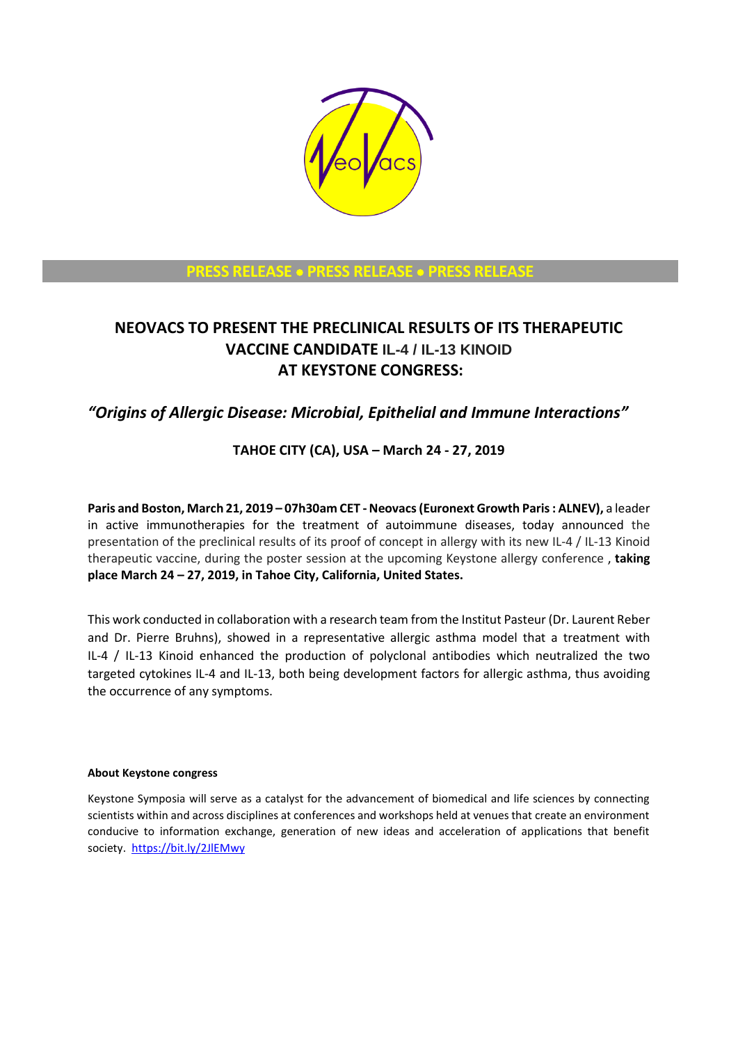**PRESS RELEASE • PRESS RELEASE • PRESS RELEASE**

# NEOVACS TO PRESENT THE PRECLINICAL RESULTS OF ITS THERAPEUTIC VACCINE CANDIDATE IL-4 / IL-13 KINOID AT KEYSTONE CONGRESS:

## *"Origins of Allergic Disease: Microbial, Epithelial and Immune Interactions"*

**TAHOE CITY (CA), USA – March 24 - 27, 2019**

**Paris and Boston, March 21, 2019 – 07h30am CET - Neovacs (Euronext Growth Paris : ALNEV),** a leader in active immunotherapies for the treatment of autoimmune diseases, today announced the presentation of the preclinical results of its proof of concept in allergy with its new IL-4 / IL-13 Kinoid therapeutic vaccine, during the poster session at the upcoming Keystone allergy conference , **taking place March 24 – 27, 2019, in Tahoe City, California, United States.**

This work conducted in collaboration with a research team from the Institut Pasteur (Dr. Laurent Reber and Dr. Pierre Bruhns), showed in a representative allergic asthma model that a treatment with IL-4 / IL-13 Kinoid enhanced the production of polyclonal antibodies which neutralized the two targeted cytokines IL-4 and IL-13, both being development factors for allergic asthma, thus avoiding the occurrence of any symptoms.

**About Keystone congress**

Keystone Symposia will serve as a catalyst for the advancement of biomedical and life sciences by connecting scientists within and across disciplines at conferences and workshops held at venues that create an environment conducive to information exchange, generation of new ideas and acceleration of applications that benefit society. https://bit.ly/2JlEMwy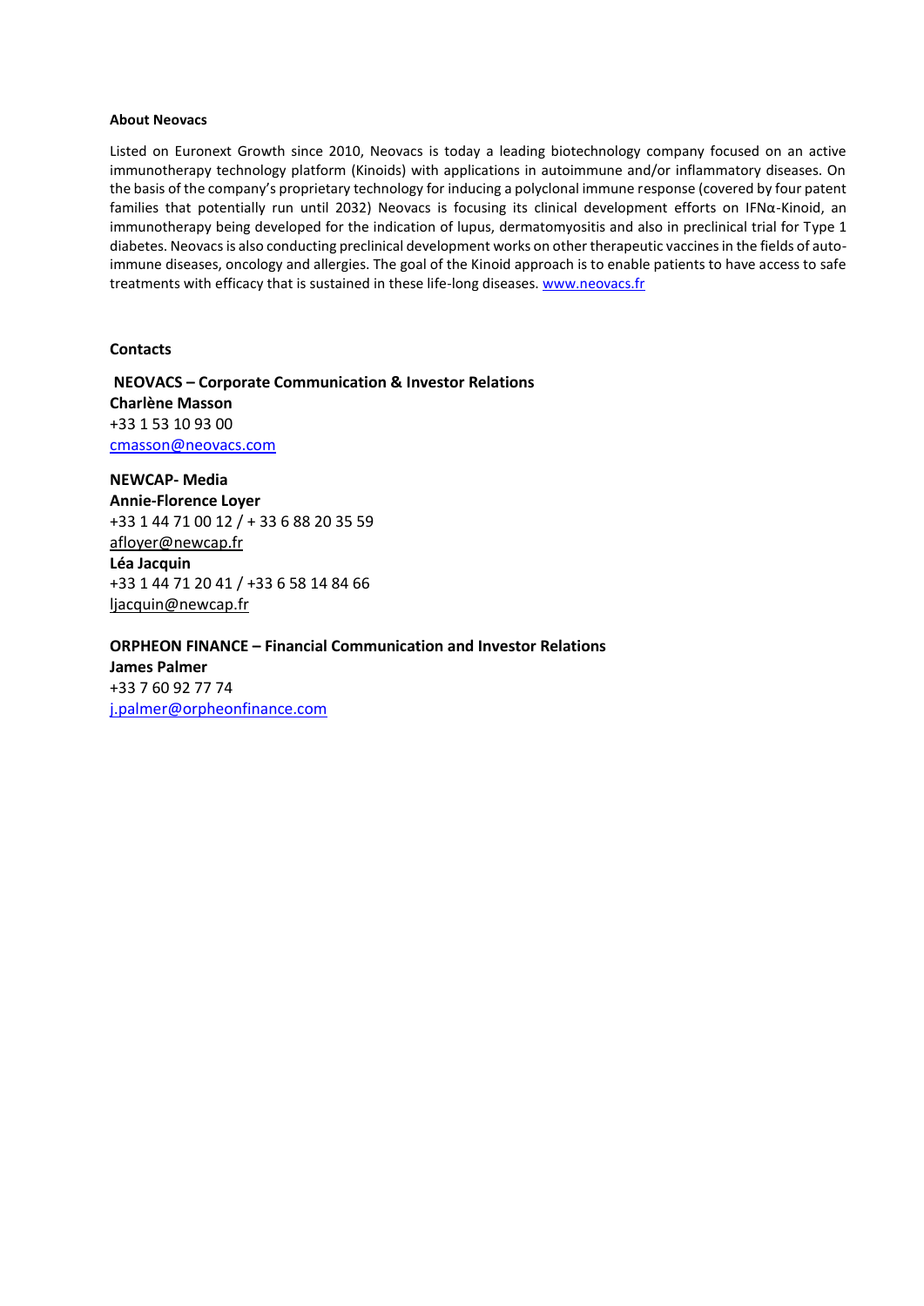**About Neovacs**

Listed on Euronext Growth since 2010, Neovacs is today a leading biotechnology company focused on an active immunotherapy technology platform (Kinoids) with applications in autoimmune and/or inflammatory diseases. On the basis of the company's proprietary technology for inducing a polyclonal immune response (covered by four patent families that potentially run until 2032) Neovacs is focusing its clinical development efforts on IFNα-Kinoid, an immunotherapy being developed for the indication of lupus, dermatomyositis and also in preclinical trial for Type 1 diabetes. Neovacs is also conducting preclinical development works on other therapeutic vaccines in the fields of auto-immune diseases, oncology and allergies. The goal of the Kinoid approach is to enable patients to have access to safe treatments with efficacy that is sustained in these life-long diseases. www.neovacs.fr

**Contacts**

**NEOVACS – Corporate Communication & Investor Relations**
**Charlène Masson**
+33 1 53 10 93 00
cmasson@neovacs.com

**NEWCAP- Media**
**Annie-Florence Loyer**
+33 1 44 71 00 12 / + 33 6 88 20 35 59
afloyer@newcap.fr
**Léa Jacquin**
+33 1 44 71 20 41 / +33 6 58 14 84 66
ljacquin@newcap.fr

**ORPHEON FINANCE – Financial Communication and Investor Relations**
**James Palmer**
+33 7 60 92 77 74
j.palmer@orpheonfinance.com